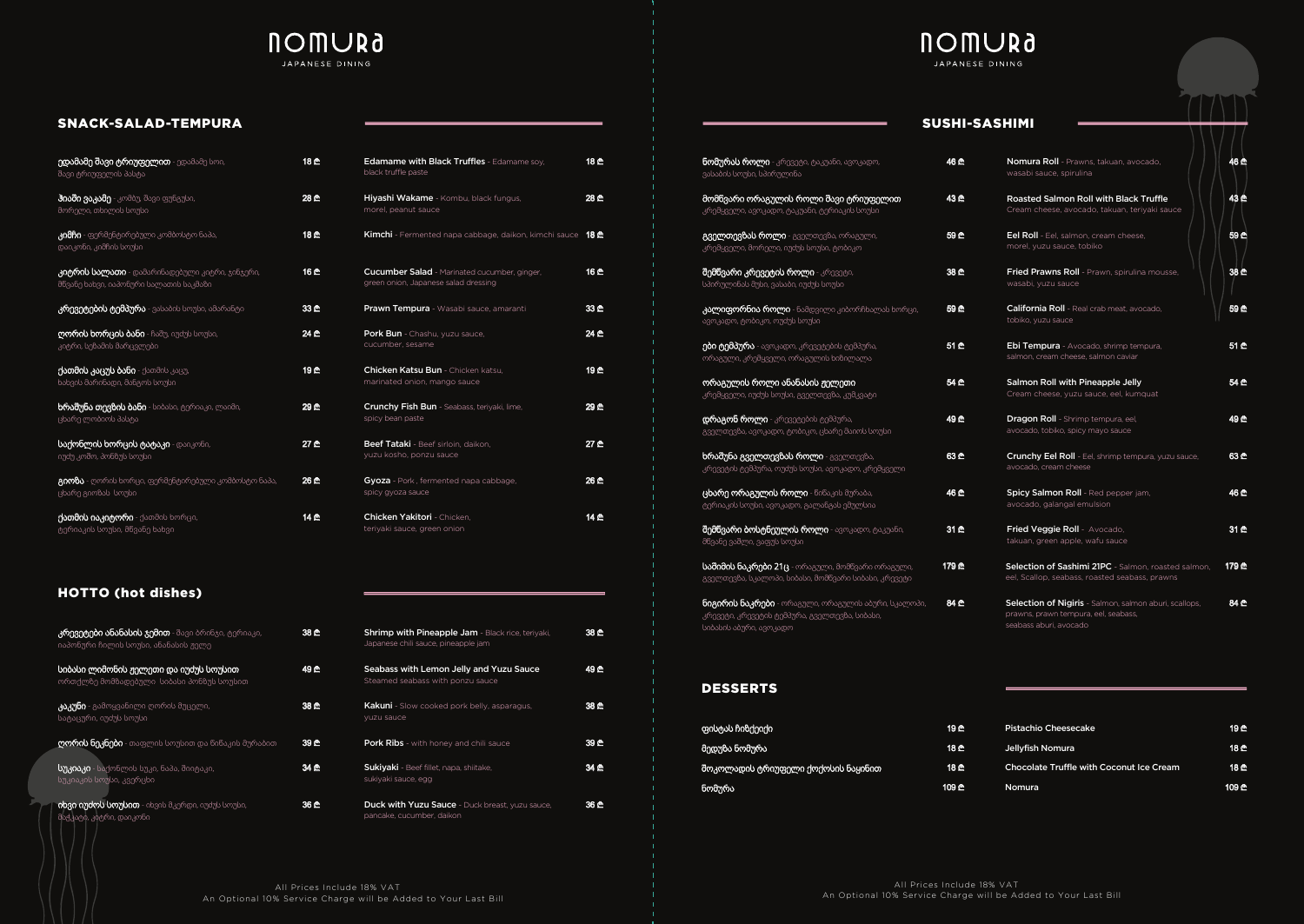# NOMURA

JAPANESE DINING

## SNACK-SALAD-TEMPURA

| | | | |
|---|---|---|---|
| **ედამამე შავი ტრიუფელით** - ედამამე სოიო, შავი ტრიუფელის პასტა | 18 ₾ | **Edamame with Black Truffles** - Edamame soy, black truffle paste | 18 ₾ |
| **ჰიაში ვაკამე** - კომბუ, შავი ფუნგუსი, მორილი, თხილის სოუსი | 28 ₾ | **Hiyashi Wakame** - Kombu, black fungus, morel, peanut sauce | 28 ₾ |
| **კიმჩი** - ფერმენტირებული კომბოსტო ნაპა, დაიკონი, კიმჩის სოუსი | 18 ₾ | **Kimchi** - Fermented napa cabbage, daikon, kimchi sauce | 18 ₾ |
| **კიტრის სალათი** - დამარინადებული კიტრი, ჯინჯერი, მწვანე ხახვი, იაპონური სალათის საკმაზი | 16 ₾ | **Cucumber Salad** - Marinated cucumber, ginger, green onion, Japanese salad dressing | 16 ₾ |
| **კრევეტების ტემპურა** - ვასაბის სოუსი, ამარანტი | 33 ₾ | **Prawn Tempura** - Wasabi sauce, amaranti | 33 ₾ |
| **ღორის ხორცის ბანი** - ჩაშუ, იუძუს სოუსი, კიტრი, სეზამის მარცვლები | 24 ₾ | **Pork Bun** - Chashu, yuzu sauce, cucumber, sesame | 24 ₾ |
| **ქათმის კაცუს ბანი** - ქათმის კაცუ, ხახვის მარინადი, მანგოს სოუსი | 19 ₾ | **Chicken Katsu Bun** - Chicken katsu, marinated onion, mango sauce | 19 ₾ |
| **ხრაშუნა თევზის ბანი** - სიბასი, ტერიაკი, ლაიმი, ცხარე ლობიოს პასტა | 29 ₾ | **Crunchy Fish Bun** - Seabass, teriyaki, lime, spicy bean paste | 29 ₾ |
| **საქონლის ხორცის ტატაკი** - დაიკონი, იუძუ კოშო, პონზუს სოუსი | 27 ₾ | **Beef Tataki** - Beef sirloin, daikon, yuzu kosho, ponzu sauce | 27 ₾ |
| **გიოზა** - ღორის ხორცი, ფერმენტირებული კომბოსტო ნაპა, ცხარე გიოზას სოუსი | 26 ₾ | **Gyoza** - Pork , fermented napa cabbage, spicy gyoza sauce | 26 ₾ |
| **ქათმის იაკიტორი** - ქათმის ხორცი, ტერიაკის სოუსი, მწვანე ხახვი | 14 ₾ | **Chicken Yakitori** - Chicken, teriyaki sauce, green onion | 14 ₾ |

## HOTTO (hot dishes)

| | | | |
|---|---|---|---|
| **კრევეტები ანანასის ჯემით** - შავი ბრინჯი, ტერიაკი, იაპონური ჩილის სოუსი, ანანასის ჟელე | 38 ₾ | **Shrimp with Pineapple Jam** - Black rice, teriyaki, Japanese chili sauce, pineapple jam | 38 ₾ |
| **სიბასი ლიმონის ჟელეთი და იუძუს სოუსით** - ორთქლზე მომზადებული სიბასი პონზუს სოუსით | 49 ₾ | **Seabass with Lemon Jelly and Yuzu Sauce** - Steamed seabass with ponzu sauce | 49 ₾ |
| **კაკუნი** - გამოყვანილი ღორის მუცელი, სატაცური, იუძუს სოუსი | 38 ₾ | **Kakuni** - Slow cooked pork belly, asparagus, yuzu sauce | 38 ₾ |
| **ღორის ნეკნები** - თაფლის სოუსით და წიწაკის მურაბით | 39 ₾ | **Pork Ribs** - with honey and chili sauce | 39 ₾ |
| **სუკიაკი** - საქონლის სუკი, ნაპა, შიიტაკე, სუკიაკის სოუსი, კვერცხი | 34 ₾ | **Sukiyaki** - Beef fillet, napa, shiitake, sukiyaki sauce, egg | 34 ₾ |
| **იხვი იუძუს სოუსით** - იხვის მკერდი, იუძუს სოუსი, ბლინები, კიტრი, დაიკონი | 36 ₾ | **Duck with Yuzu Sauce** - Duck breast, yuzu sauce, pancake, cucumber, daikon | 36 ₾ |

All Prices Include 18% VAT
An Optional 10% Service Charge will be Added to Your Last Bill

# NOMURA

JAPANESE DINING

## SUSHI-SASHIMI

| | | | |
|---|---|---|---|
| **ნომურას როლი** - კრევეტი, ტაკუანი, ავოკადო, ვასაბის სოუსი, სპირულინა | 46 ₾ | **Nomura Roll** - Prawns, takuan, avocado, wasabi sauce, spirulina | 46 ₾ |
| **მოშწვარი ორაგულის როლი შავი ტრიუფელით** - კრემყველი, ავოკადო, ტაკუანი, ტერიაკის სოუსი | 43 ₾ | **Roasted Salmon Roll with Black Truffle** - Cream cheese, avocado, takuan, teriyaki sauce | 43 ₾ |
| **გველთევზას როლი** - გველთევზა, ორაგული, კრემყველი, მორილი, იუძუს სოუსი, ტობიკო | 59 ₾ | **Eel Roll** - Eel, salmon, cream cheese, morel, yuzu sauce, tobiko | 59 ₾ |
| **შემწვარი კრევეტის როლი** - კრევეტი, სპირულინას მუსი, ვასაბი, იუძუს სოუსი | 38 ₾ | **Fried Prawns Roll** - Prawn, spirulina mousse, wasabi, yuzu sauce | 38 ₾ |
| **კალიფორნია როლი** - ნამდვილი კიბორჩხალას ხორცი, ავოკადო, ტობიკო, იუძუს სოუსი | 59 ₾ | **California Roll** - Real crab meat, avocado, tobiko, yuzu sauce | 59 ₾ |
| **ები ტემპურა** - ავოკადო, კრევეტების ტემპურა, ორაგული, კრემყველი, ორაგულის ხიზილალა | 51 ₾ | **Ebi Tempura** - Avocado, shrimp tempura, salmon, cream cheese, salmon caviar | 51 ₾ |
| **ორაგულის როლი ანანასის ჟელეთი** - კრემყველი, იუძუს სოუსი, გველთევზა, კუმკვატი | 54 ₾ | **Salmon Roll with Pineapple Jelly** - Cream cheese, yuzu sauce, eel, kumquat | 54 ₾ |
| **დრაგონ როლი** - კრევეტების ტემპურა, გველთევზა, ავოკადო, ტობიკო, ცხარე მაიოს სოუსი | 49 ₾ | **Dragon Roll** - Shrimp tempura, eel, avocado, tobiko, spicy mayo sauce | 49 ₾ |
| **ხრაშუნა გველთევზას როლი** - გველთევზა, კრევეტის ტემპურა, იუძუს სოუსი, ავოკადო, კრემყველი | 63 ₾ | **Crunchy Eel Roll** - Eel, shrimp tempura, yuzu sauce, avocado, cream cheese | 63 ₾ |
| **ცხარე ორაგულის როლი** - წიწაკის მურაბა, ტერიაკის სოუსი, ავოკადო, გალანგას ემულსია | 46 ₾ | **Spicy Salmon Roll** - Red pepper jam, avocado, galangal emulsion | 46 ₾ |
| **შემწვარი ბოსტნეულის როლი** - ავოკადო, ტაკუანი, მწვანე ვაშლი, ვაფუს სოუსი | 31 ₾ | **Fried Veggie Roll** - Avocado, takuan, green apple, wafu sauce | 31 ₾ |
| **საშიმის ნაკრები 21ც** - ორაგული, მოშწვარი ორაგული, გველთევზა, სკალოპი, სიბასი, მოშწვარი სიბასი, კრევეტი | 179 ₾ | **Selection of Sashimi 21PC** - Salmon, roasted salmon, eel, Scallop, seabass, roasted seabass, prawns | 179 ₾ |
| **ნიგირის ნაკრები** - ორაგული, ორაგულის აბური, სკალოპი, კრევეტი, კრევეტის ტემპურა, გველთევზა, სიბასი, სიბასის აბური, ავოკადო | 84 ₾ | **Selection of Nigiris** - Salmon, salmon aburi, scallops, prawns, prawn tempura, eel, seabass, seabass aburi, avocado | 84 ₾ |

## DESSERTS

| | | | |
|---|---|---|---|
| ფისტას ჩიზქეიქი | 19 ₾ | Pistachio Cheesecake | 19 ₾ |
| მედუზა ნომურა | 18 ₾ | Jellyfish Nomura | 18 ₾ |
| შოკოლადის ტრიუფელი ქოქოსის ნაყინით | 18 ₾ | Chocolate Truffle with Coconut Ice Cream | 18 ₾ |
| ნომურა | 109 ₾ | Nomura | 109 ₾ |

All Prices Include 18% VAT
An Optional 10% Service Charge will be Added to Your Last Bill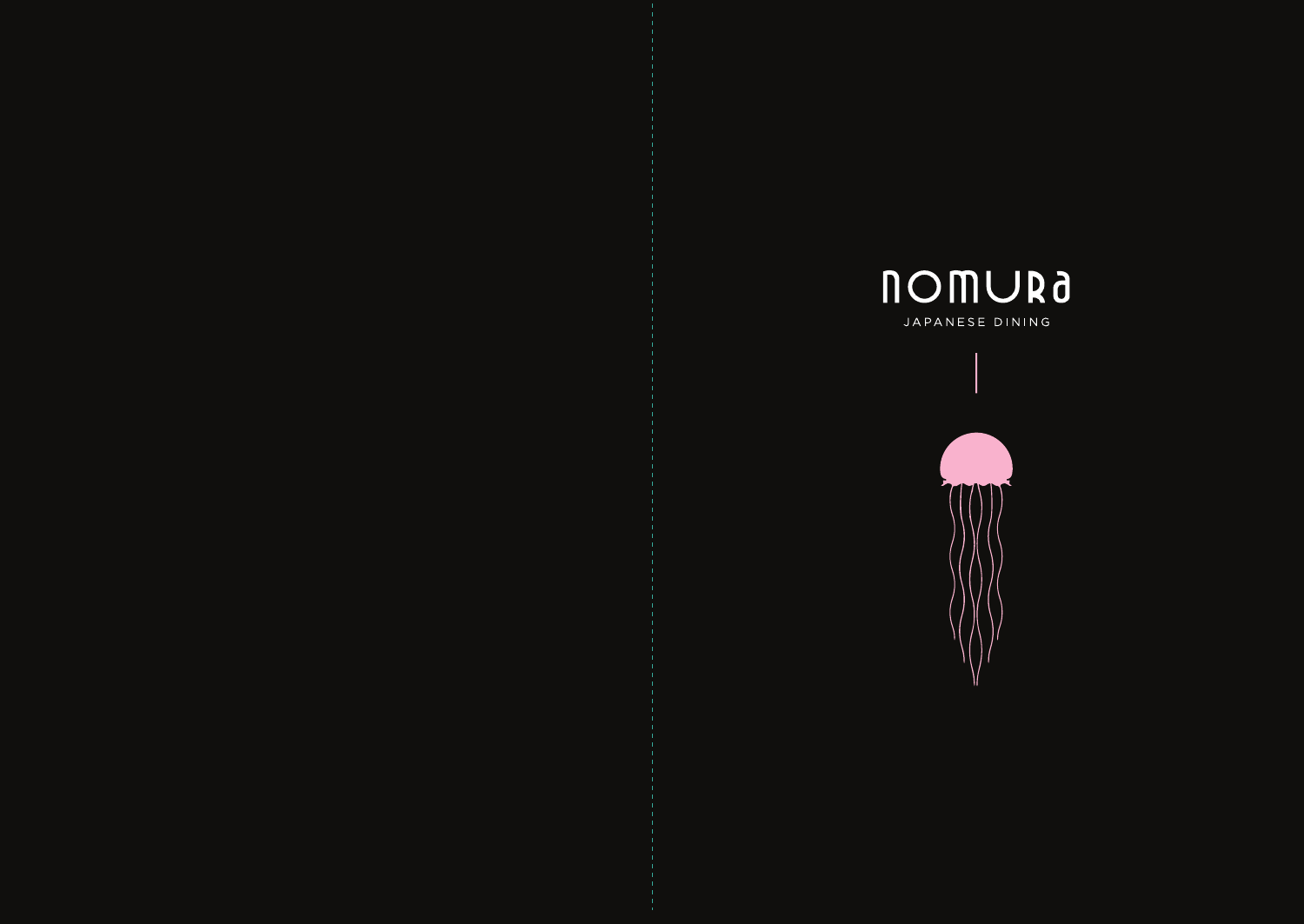# NOMURA

JAPANESE DINING